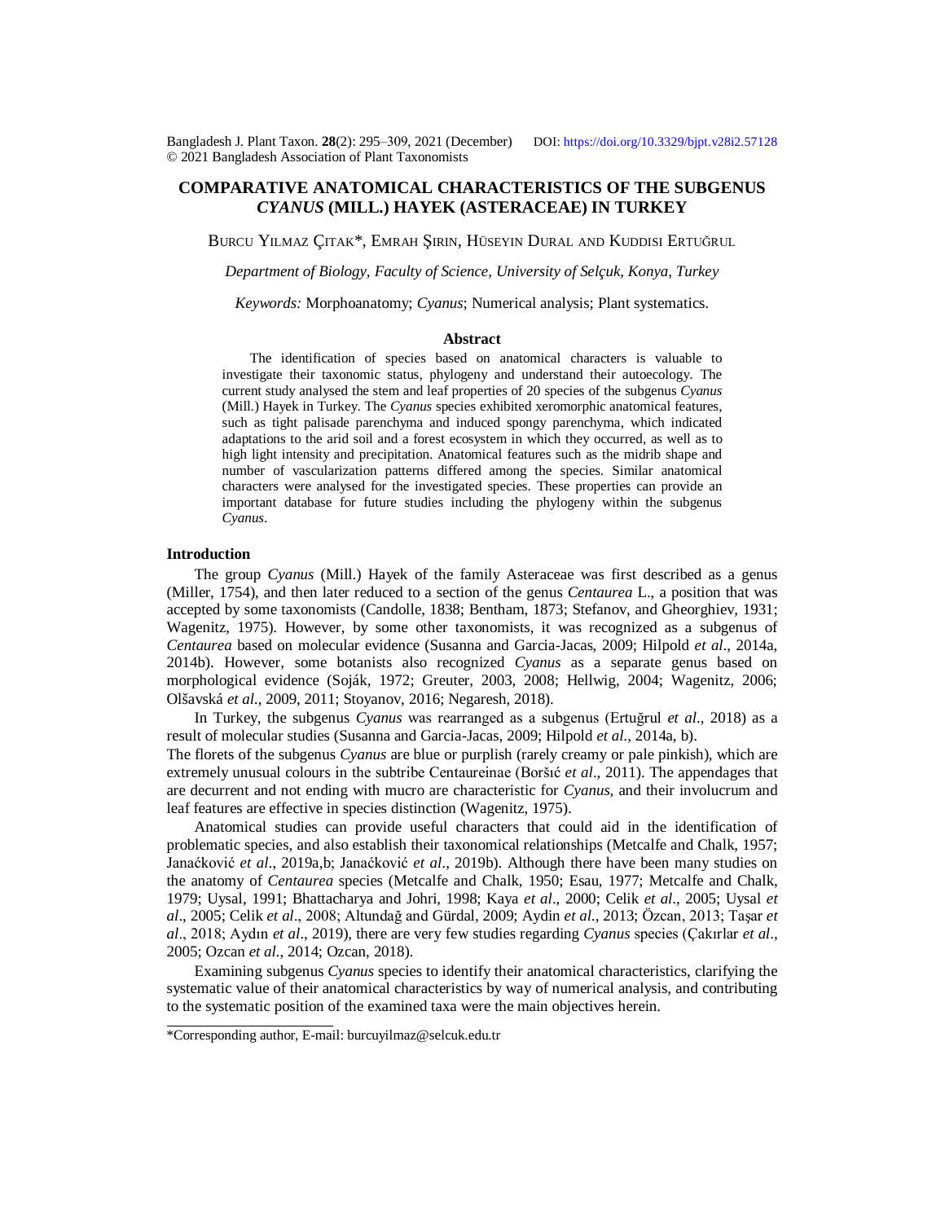# COMPARATIVE ANATOMICAL CHARACTERISTICS OF THE SUBGENUS *CYANUS* (MILL.) HAYEK (ASTERACEAE) IN TURKEY

Burcu Yilmaz Çitak*, Emrah Şirin, Hüseyin Dural and Kuddisi Ertuğrul

*Department of Biology, Faculty of Science, University of Selçuk, Konya, Turkey*

*Keywords:* Morphoanatomy; *Cyanus*; Numerical analysis; Plant systematics.

## Abstract

The identification of species based on anatomical characters is valuable to investigate their taxonomic status, phylogeny and understand their autoecology. The current study analysed the stem and leaf properties of 20 species of the subgenus *Cyanus* (Mill.) Hayek in Turkey. The *Cyanus* species exhibited xeromorphic anatomical features, such as tight palisade parenchyma and induced spongy parenchyma, which indicated adaptations to the arid soil and a forest ecosystem in which they occurred, as well as to high light intensity and precipitation. Anatomical features such as the midrib shape and number of vascularization patterns differed among the species. Similar anatomical characters were analysed for the investigated species. These properties can provide an important database for future studies including the phylogeny within the subgenus *Cyanus*.

## Introduction

The group *Cyanus* (Mill.) Hayek of the family Asteraceae was first described as a genus (Miller, 1754), and then later reduced to a section of the genus *Centaurea* L., a position that was accepted by some taxonomists (Candolle, 1838; Bentham, 1873; Stefanov, and Gheorghiev, 1931; Wagenitz, 1975). However, by some other taxonomists, it was recognized as a subgenus of *Centaurea* based on molecular evidence (Susanna and Garcia-Jacas, 2009; Hilpold *et al*., 2014a, 2014b). However, some botanists also recognized *Cyanus* as a separate genus based on morphological evidence (Soják, 1972; Greuter, 2003, 2008; Hellwig, 2004; Wagenitz, 2006; Olšavská *et al*., 2009, 2011; Stoyanov, 2016; Negaresh, 2018).

In Turkey, the subgenus *Cyanus* was rearranged as a subgenus (Ertuğrul *et al*., 2018) as a result of molecular studies (Susanna and Garcia-Jacas, 2009; Hilpold *et al*., 2014a, b).

The florets of the subgenus *Cyanus* are blue or purplish (rarely creamy or pale pinkish), which are extremely unusual colours in the subtribe Centaureinae (Boršıć *et al*., 2011). The appendages that are decurrent and not ending with mucro are characteristic for *Cyanus*, and their involucrum and leaf features are effective in species distinction (Wagenitz, 1975).

Anatomical studies can provide useful characters that could aid in the identification of problematic species, and also establish their taxonomical relationships (Metcalfe and Chalk, 1957; Janaćković *et al*., 2019a,b; Janaćković *et al*., 2019b). Although there have been many studies on the anatomy of *Centaurea* species (Metcalfe and Chalk, 1950; Esau, 1977; Metcalfe and Chalk, 1979; Uysal, 1991; Bhattacharya and Johri, 1998; Kaya *et al*., 2000; Celik *et al*., 2005; Uysal *et al*., 2005; Celik *et al*., 2008; Altundağ and Gürdal, 2009; Aydin *et al*., 2013; Özcan, 2013; Taşar *et al*., 2018; Aydın *et al*., 2019), there are very few studies regarding *Cyanus* species (Çakırlar *et al*., 2005; Ozcan *et al*., 2014; Ozcan, 2018).

Examining subgenus *Cyanus* species to identify their anatomical characteristics, clarifying the systematic value of their anatomical characteristics by way of numerical analysis, and contributing to the systematic position of the examined taxa were the main objectives herein.

---

*Corresponding author, E-mail: burcuyilmaz@selcuk.edu.tr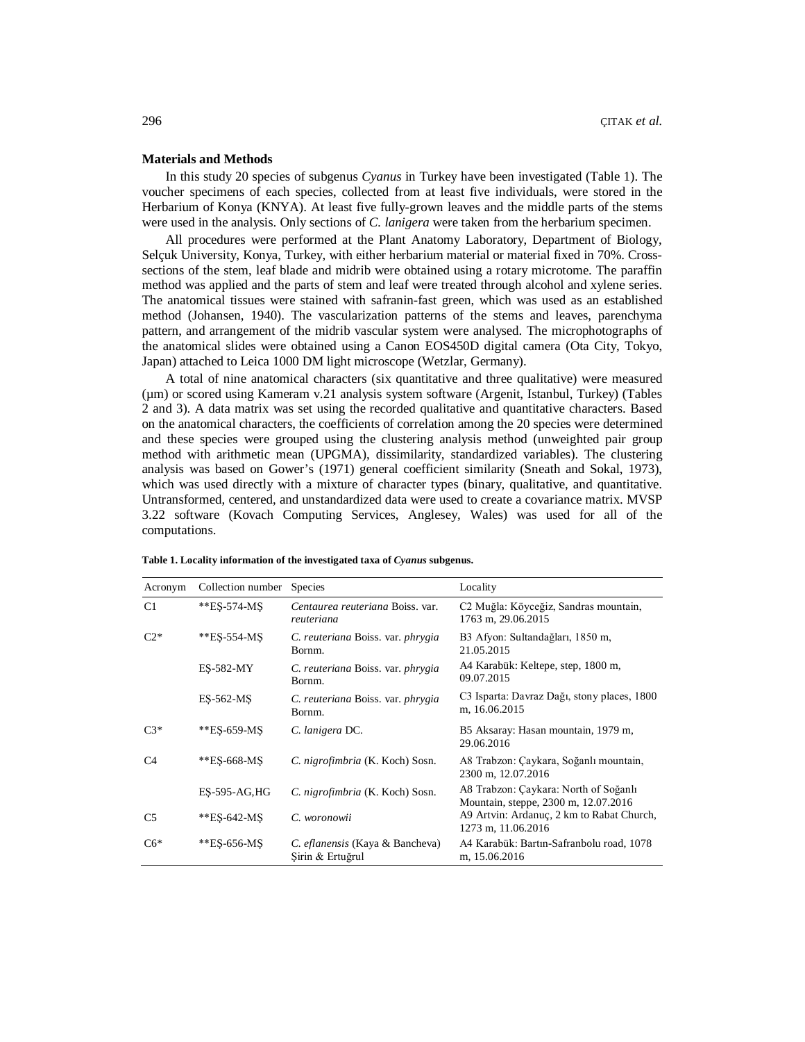**Materials and Methods**

In this study 20 species of subgenus *Cyanus* in Turkey have been investigated (Table 1). The voucher specimens of each species, collected from at least five individuals, were stored in the Herbarium of Konya (KNYA). At least five fully-grown leaves and the middle parts of the stems were used in the analysis. Only sections of *C. lanigera* were taken from the herbarium specimen.

All procedures were performed at the Plant Anatomy Laboratory, Department of Biology, Selçuk University, Konya, Turkey, with either herbarium material or material fixed in 70%. Cross-sections of the stem, leaf blade and midrib were obtained using a rotary microtome. The paraffin method was applied and the parts of stem and leaf were treated through alcohol and xylene series. The anatomical tissues were stained with safranin-fast green, which was used as an established method (Johansen, 1940). The vascularization patterns of the stems and leaves, parenchyma pattern, and arrangement of the midrib vascular system were analysed. The microphotographs of the anatomical slides were obtained using a Canon EOS450D digital camera (Ota City, Tokyo, Japan) attached to Leica 1000 DM light microscope (Wetzlar, Germany).

A total of nine anatomical characters (six quantitative and three qualitative) were measured (µm) or scored using Kameram v.21 analysis system software (Argenit, Istanbul, Turkey) (Tables 2 and 3). A data matrix was set using the recorded qualitative and quantitative characters. Based on the anatomical characters, the coefficients of correlation among the 20 species were determined and these species were grouped using the clustering analysis method (unweighted pair group method with arithmetic mean (UPGMA), dissimilarity, standardized variables). The clustering analysis was based on Gower's (1971) general coefficient similarity (Sneath and Sokal, 1973), which was used directly with a mixture of character types (binary, qualitative, and quantitative. Untransformed, centered, and unstandardized data were used to create a covariance matrix. MVSP 3.22 software (Kovach Computing Services, Anglesey, Wales) was used for all of the computations.

**Table 1. Locality information of the investigated taxa of *Cyanus* subgenus.**

| Acronym | Collection number | Species | Locality |
|---|---|---|---|
| C1 | **EŞ-574-MŞ | *Centaurea reuteriana* Boiss. var. *reuteriana* | C2 Muğla: Köyceğiz, Sandras mountain, 1763 m, 29.06.2015 |
| C2* | **EŞ-554-MŞ | *C. reuteriana* Boiss. var. *phrygia* Bornm. | B3 Afyon: Sultandağları, 1850 m, 21.05.2015 |
| | EŞ-582-MY | *C. reuteriana* Boiss. var. *phrygia* Bornm. | A4 Karabük: Keltepe, step, 1800 m, 09.07.2015 |
| | EŞ-562-MŞ | *C. reuteriana* Boiss. var. *phrygia* Bornm. | C3 Isparta: Davraz Dağı, stony places, 1800 m, 16.06.2015 |
| C3* | **EŞ-659-MŞ | *C. lanigera* DC. | B5 Aksaray: Hasan mountain, 1979 m, 29.06.2016 |
| C4 | **EŞ-668-MŞ | *C. nigrofimbria* (K. Koch) Sosn. | A8 Trabzon: Çaykara, Soğanlı mountain, 2300 m, 12.07.2016 |
| | EŞ-595-AG,HG | *C. nigrofimbria* (K. Koch) Sosn. | A8 Trabzon: Çaykara: North of Soğanlı Mountain, steppe, 2300 m, 12.07.2016 |
| C5 | **EŞ-642-MŞ | *C. woronowii* | A9 Artvin: Ardanuç, 2 km to Rabat Church, 1273 m, 11.06.2016 |
| C6* | **EŞ-656-MŞ | *C. eflanensis* (Kaya & Bancheva) Şirin & Ertuğrul | A4 Karabük: Bartın-Safranbolu road, 1078 m, 15.06.2016 |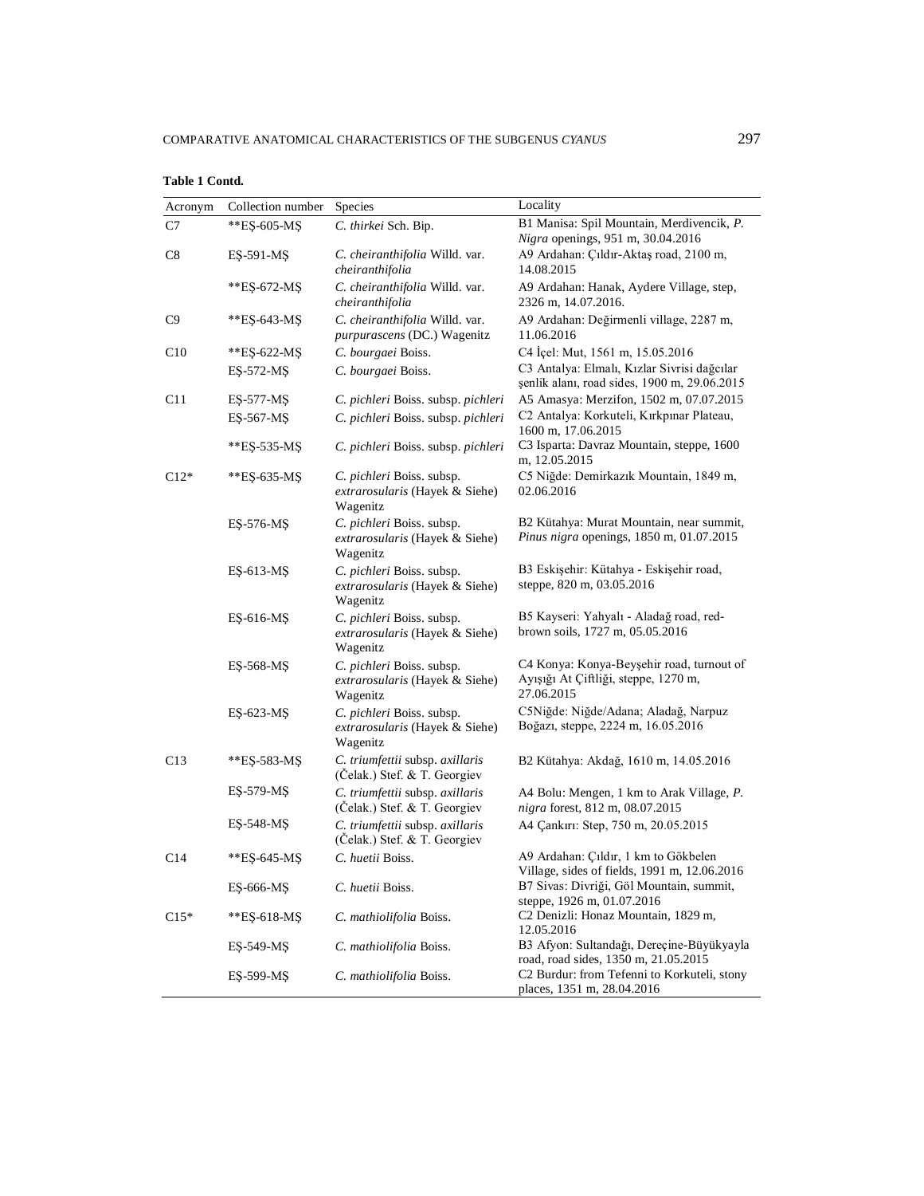**Table 1 Contd.**

| Acronym | Collection number | Species | Locality |
|---|---|---|---|
| C7 | **EŞ-605-MŞ | *C. thirkei* Sch. Bip. | B1 Manisa: Spil Mountain, Merdivencik, *P. Nigra* openings, 951 m, 30.04.2016 |
| C8 | EŞ-591-MŞ | *C. cheiranthifolia* Willd. var. *cheiranthifolia* | A9 Ardahan: Çıldır-Aktaş road, 2100 m, 14.08.2015 |
| | **EŞ-672-MŞ | *C. cheiranthifolia* Willd. var. *cheiranthifolia* | A9 Ardahan: Hanak, Aydere Village, step, 2326 m, 14.07.2016. |
| C9 | **EŞ-643-MŞ | *C. cheiranthifolia* Willd. var. *purpurascens* (DC.) Wagenitz | A9 Ardahan: Değirmenli village, 2287 m, 11.06.2016 |
| C10 | **EŞ-622-MŞ | *C. bourgaei* Boiss. | C4 İçel: Mut, 1561 m, 15.05.2016 |
| | EŞ-572-MŞ | *C. bourgaei* Boiss. | C3 Antalya: Elmalı, Kızlar Sivrisi dağcılar şenlik alanı, road sides, 1900 m, 29.06.2015 |
| C11 | EŞ-577-MŞ | *C. pichleri* Boiss. subsp. *pichleri* | A5 Amasya: Merzifon, 1502 m, 07.07.2015 |
| | EŞ-567-MŞ | *C. pichleri* Boiss. subsp. *pichleri* | C2 Antalya: Korkuteli, Kırkpınar Plateau, 1600 m, 17.06.2015 |
| | **EŞ-535-MŞ | *C. pichleri* Boiss. subsp. *pichleri* | C3 Isparta: Davraz Mountain, steppe, 1600 m, 12.05.2015 |
| C12* | **EŞ-635-MŞ | *C. pichleri* Boiss. subsp. *extrarosularis* (Hayek & Siehe) Wagenitz | C5 Niğde: Demirkazık Mountain, 1849 m, 02.06.2016 |
| | EŞ-576-MŞ | *C. pichleri* Boiss. subsp. *extrarosularis* (Hayek & Siehe) Wagenitz | B2 Kütahya: Murat Mountain, near summit, *Pinus nigra* openings, 1850 m, 01.07.2015 |
| | EŞ-613-MŞ | *C. pichleri* Boiss. subsp. *extrarosularis* (Hayek & Siehe) Wagenitz | B3 Eskişehir: Kütahya - Eskişehir road, steppe, 820 m, 03.05.2016 |
| | EŞ-616-MŞ | *C. pichleri* Boiss. subsp. *extrarosularis* (Hayek & Siehe) Wagenitz | B5 Kayseri: Yahyalı - Aladağ road, red-brown soils, 1727 m, 05.05.2016 |
| | EŞ-568-MŞ | *C. pichleri* Boiss. subsp. *extrarosularis* (Hayek & Siehe) Wagenitz | C4 Konya: Konya-Beyşehir road, turnout of Ayışığı At Çiftliği, steppe, 1270 m, 27.06.2015 |
| | EŞ-623-MŞ | *C. pichleri* Boiss. subsp. *extrarosularis* (Hayek & Siehe) Wagenitz | C5Niğde: Niğde/Adana; Aladağ, Narpuz Boğazı, steppe, 2224 m, 16.05.2016 |
| C13 | **EŞ-583-MŞ | *C. triumfettii* subsp. *axillaris* (Čelak.) Stef. & T. Georgiev | B2 Kütahya: Akdağ, 1610 m, 14.05.2016 |
| | EŞ-579-MŞ | *C. triumfettii* subsp. *axillaris* (Čelak.) Stef. & T. Georgiev | A4 Bolu: Mengen, 1 km to Arak Village, *P. nigra* forest, 812 m, 08.07.2015 |
| | EŞ-548-MŞ | *C. triumfettii* subsp. *axillaris* (Čelak.) Stef. & T. Georgiev | A4 Çankırı: Step, 750 m, 20.05.2015 |
| C14 | **EŞ-645-MŞ | *C. huetii* Boiss. | A9 Ardahan: Çıldır, 1 km to Gökbelen Village, sides of fields, 1991 m, 12.06.2016 |
| | EŞ-666-MŞ | *C. huetii* Boiss. | B7 Sivas: Divriği, Göl Mountain, summit, steppe, 1926 m, 01.07.2016 |
| C15* | **EŞ-618-MŞ | *C. mathiolifolia* Boiss. | C2 Denizli: Honaz Mountain, 1829 m, 12.05.2016 |
| | EŞ-549-MŞ | *C. mathiolifolia* Boiss. | B3 Afyon: Sultandağı, Dereçine-Büyükyayla road, road sides, 1350 m, 21.05.2015 |
| | EŞ-599-MŞ | *C. mathiolifolia* Boiss. | C2 Burdur: from Tefenni to Korkuteli, stony places, 1351 m, 28.04.2016 |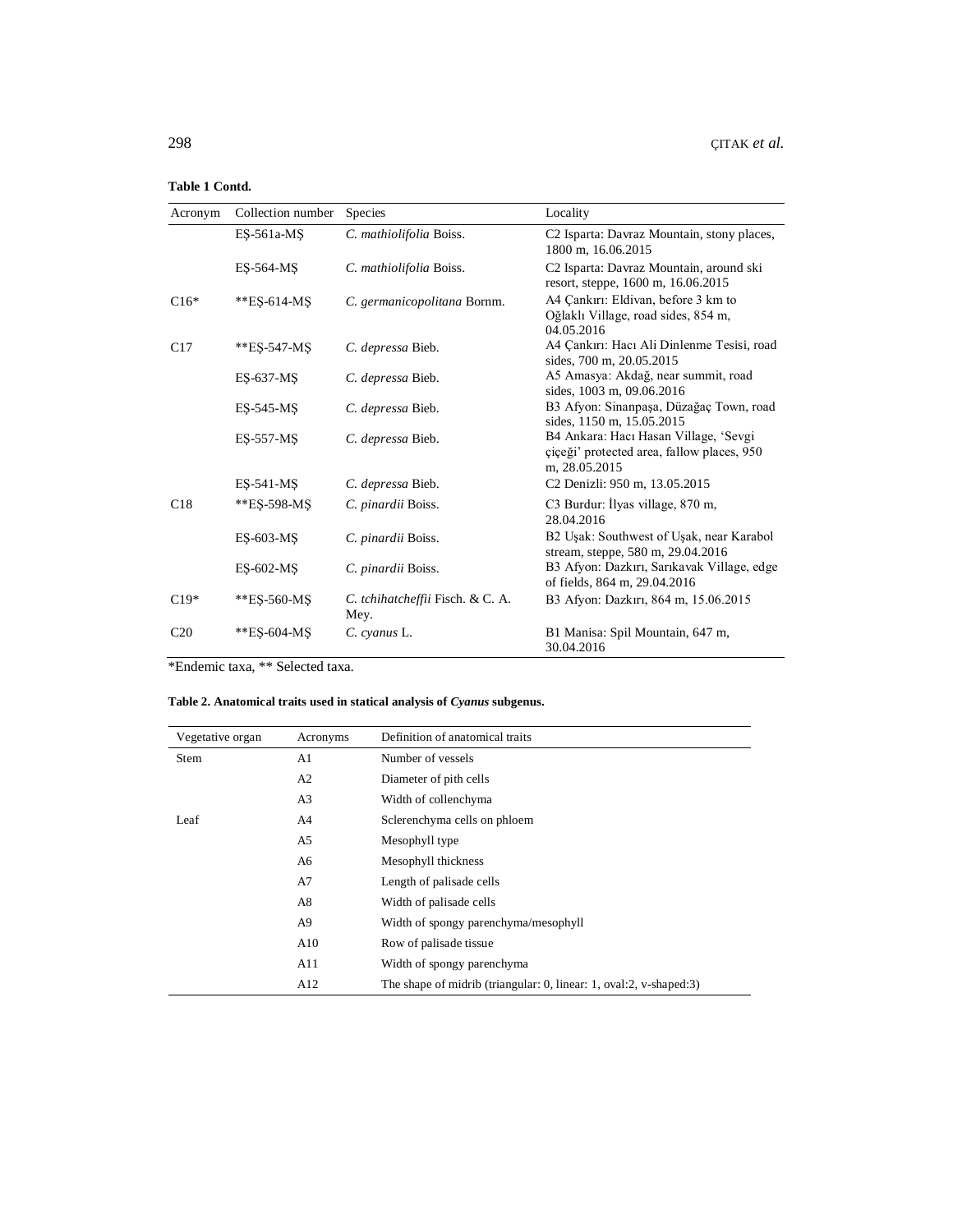**Table 1 Contd.**

| Acronym | Collection number | Species | Locality |
|---|---|---|---|
| | EŞ-561a-MŞ | *C. mathiolifolia* Boiss. | C2 Isparta: Davraz Mountain, stony places, 1800 m, 16.06.2015 |
| | EŞ-564-MŞ | *C. mathiolifolia* Boiss. | C2 Isparta: Davraz Mountain, around ski resort, steppe, 1600 m, 16.06.2015 |
| C16* | **EŞ-614-MŞ | *C. germanicopolitana* Bornm. | A4 Çankırı: Eldivan, before 3 km to Oğlaklı Village, road sides, 854 m, 04.05.2016 |
| C17 | **EŞ-547-MŞ | *C. depressa* Bieb. | A4 Çankırı: Hacı Ali Dinlenme Tesisi, road sides, 700 m, 20.05.2015 |
| | EŞ-637-MŞ | *C. depressa* Bieb. | A5 Amasya: Akdağ, near summit, road sides, 1003 m, 09.06.2016 |
| | EŞ-545-MŞ | *C. depressa* Bieb. | B3 Afyon: Sinanpaşa, Düzağaç Town, road sides, 1150 m, 15.05.2015 |
| | EŞ-557-MŞ | *C. depressa* Bieb. | B4 Ankara: Hacı Hasan Village, 'Sevgi çiçeği' protected area, fallow places, 950 m, 28.05.2015 |
| | EŞ-541-MŞ | *C. depressa* Bieb. | C2 Denizli: 950 m, 13.05.2015 |
| C18 | **EŞ-598-MŞ | *C. pinardii* Boiss. | C3 Burdur: İlyas village, 870 m, 28.04.2016 |
| | EŞ-603-MŞ | *C. pinardii* Boiss. | B2 Uşak: Southwest of Uşak, near Karabol stream, steppe, 580 m, 29.04.2016 |
| | EŞ-602-MŞ | *C. pinardii* Boiss. | B3 Afyon: Dazkırı, Sarıkavak Village, edge of fields, 864 m, 29.04.2016 |
| C19* | **EŞ-560-MŞ | *C. tchihatcheffii* Fisch. & C. A. Mey. | B3 Afyon: Dazkırı, 864 m, 15.06.2015 |
| C20 | **EŞ-604-MŞ | *C. cyanus* L. | B1 Manisa: Spil Mountain, 647 m, 30.04.2016 |

*Endemic taxa, ** Selected taxa.

**Table 2. Anatomical traits used in statical analysis of *Cyanus* subgenus.**

| Vegetative organ | Acronyms | Definition of anatomical traits |
|---|---|---|
| Stem | A1 | Number of vessels |
| | A2 | Diameter of pith cells |
| | A3 | Width of collenchyma |
| Leaf | A4 | Sclerenchyma cells on phloem |
| | A5 | Mesophyll type |
| | A6 | Mesophyll thickness |
| | A7 | Length of palisade cells |
| | A8 | Width of palisade cells |
| | A9 | Width of spongy parenchyma/mesophyll |
| | A10 | Row of palisade tissue |
| | A11 | Width of spongy parenchyma |
| | A12 | The shape of midrib (triangular: 0, linear: 1, oval:2, v-shaped:3) |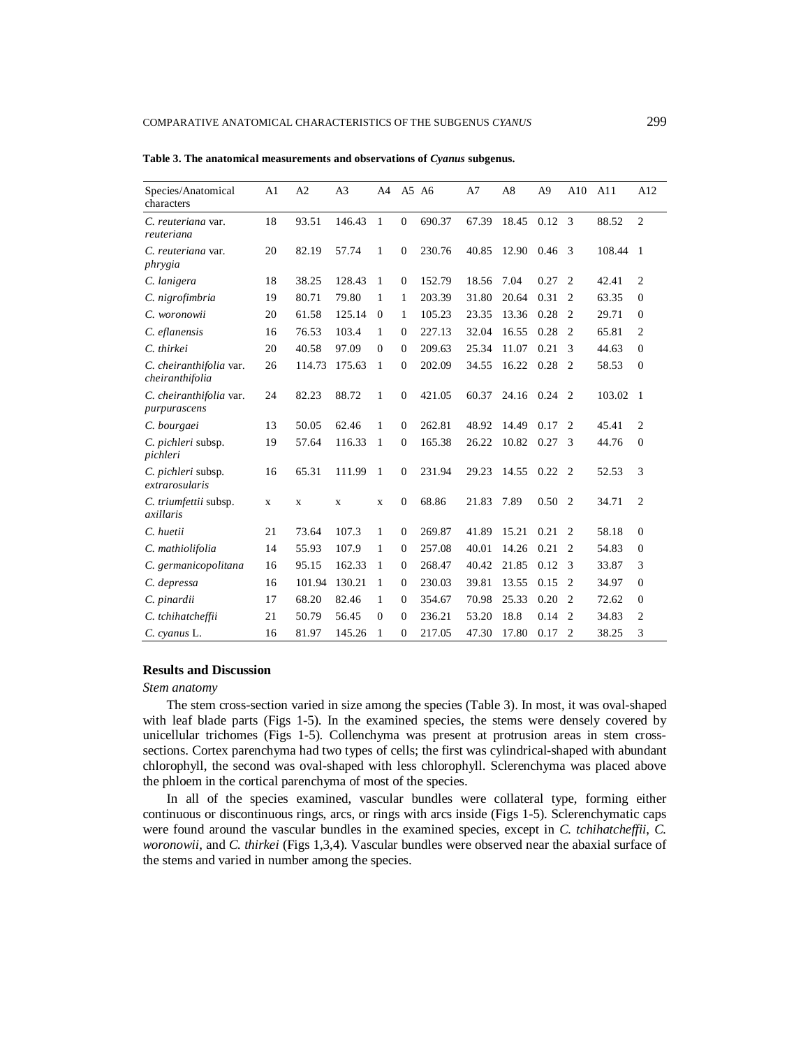**Table 3. The anatomical measurements and observations of *Cyanus* subgenus.**

| Species/Anatomical characters | A1 | A2 | A3 | A4 | A5 | A6 | A7 | A8 | A9 | A10 | A11 | A12 |
|---|---|---|---|---|---|---|---|---|---|---|---|---|
| *C. reuteriana* var. *reuteriana* | 18 | 93.51 | 146.43 | 1 | 0 | 690.37 | 67.39 | 18.45 | 0.12 | 3 | 88.52 | 2 |
| *C. reuteriana* var. *phrygia* | 20 | 82.19 | 57.74 | 1 | 0 | 230.76 | 40.85 | 12.90 | 0.46 | 3 | 108.44 | 1 |
| *C. lanigera* | 18 | 38.25 | 128.43 | 1 | 0 | 152.79 | 18.56 | 7.04 | 0.27 | 2 | 42.41 | 2 |
| *C. nigrofimbria* | 19 | 80.71 | 79.80 | 1 | 1 | 203.39 | 31.80 | 20.64 | 0.31 | 2 | 63.35 | 0 |
| *C. woronowii* | 20 | 61.58 | 125.14 | 0 | 1 | 105.23 | 23.35 | 13.36 | 0.28 | 2 | 29.71 | 0 |
| *C. eflanensis* | 16 | 76.53 | 103.4 | 1 | 0 | 227.13 | 32.04 | 16.55 | 0.28 | 2 | 65.81 | 2 |
| *C. thirkei* | 20 | 40.58 | 97.09 | 0 | 0 | 209.63 | 25.34 | 11.07 | 0.21 | 3 | 44.63 | 0 |
| *C. cheiranthifolia* var. *cheiranthifolia* | 26 | 114.73 | 175.63 | 1 | 0 | 202.09 | 34.55 | 16.22 | 0.28 | 2 | 58.53 | 0 |
| *C. cheiranthifolia* var. *purpurascens* | 24 | 82.23 | 88.72 | 1 | 0 | 421.05 | 60.37 | 24.16 | 0.24 | 2 | 103.02 | 1 |
| *C. bourgaei* | 13 | 50.05 | 62.46 | 1 | 0 | 262.81 | 48.92 | 14.49 | 0.17 | 2 | 45.41 | 2 |
| *C. pichleri* subsp. *pichleri* | 19 | 57.64 | 116.33 | 1 | 0 | 165.38 | 26.22 | 10.82 | 0.27 | 3 | 44.76 | 0 |
| *C. pichleri* subsp. *extrarosularis* | 16 | 65.31 | 111.99 | 1 | 0 | 231.94 | 29.23 | 14.55 | 0.22 | 2 | 52.53 | 3 |
| *C. triumfettii* subsp. *axillaris* | x | x | x | x | 0 | 68.86 | 21.83 | 7.89 | 0.50 | 2 | 34.71 | 2 |
| *C. huetii* | 21 | 73.64 | 107.3 | 1 | 0 | 269.87 | 41.89 | 15.21 | 0.21 | 2 | 58.18 | 0 |
| *C. mathiolifolia* | 14 | 55.93 | 107.9 | 1 | 0 | 257.08 | 40.01 | 14.26 | 0.21 | 2 | 54.83 | 0 |
| *C. germanicopolitana* | 16 | 95.15 | 162.33 | 1 | 0 | 268.47 | 40.42 | 21.85 | 0.12 | 3 | 33.87 | 3 |
| *C. depressa* | 16 | 101.94 | 130.21 | 1 | 0 | 230.03 | 39.81 | 13.55 | 0.15 | 2 | 34.97 | 0 |
| *C. pinardii* | 17 | 68.20 | 82.46 | 1 | 0 | 354.67 | 70.98 | 25.33 | 0.20 | 2 | 72.62 | 0 |
| *C. tchihatcheffii* | 21 | 50.79 | 56.45 | 0 | 0 | 236.21 | 53.20 | 18.8 | 0.14 | 2 | 34.83 | 2 |
| *C. cyanus* L. | 16 | 81.97 | 145.26 | 1 | 0 | 217.05 | 47.30 | 17.80 | 0.17 | 2 | 38.25 | 3 |

## Results and Discussion

*Stem anatomy*

The stem cross-section varied in size among the species (Table 3). In most, it was oval-shaped with leaf blade parts (Figs 1-5). In the examined species, the stems were densely covered by unicellular trichomes (Figs 1-5). Collenchyma was present at protrusion areas in stem cross-sections. Cortex parenchyma had two types of cells; the first was cylindrical-shaped with abundant chlorophyll, the second was oval-shaped with less chlorophyll. Sclerenchyma was placed above the phloem in the cortical parenchyma of most of the species.

In all of the species examined, vascular bundles were collateral type, forming either continuous or discontinuous rings, arcs, or rings with arcs inside (Figs 1-5). Sclerenchymatic caps were found around the vascular bundles in the examined species, except in *C. tchihatcheffii*, *C. woronowii*, and *C. thirkei* (Figs 1,3,4). Vascular bundles were observed near the abaxial surface of the stems and varied in number among the species.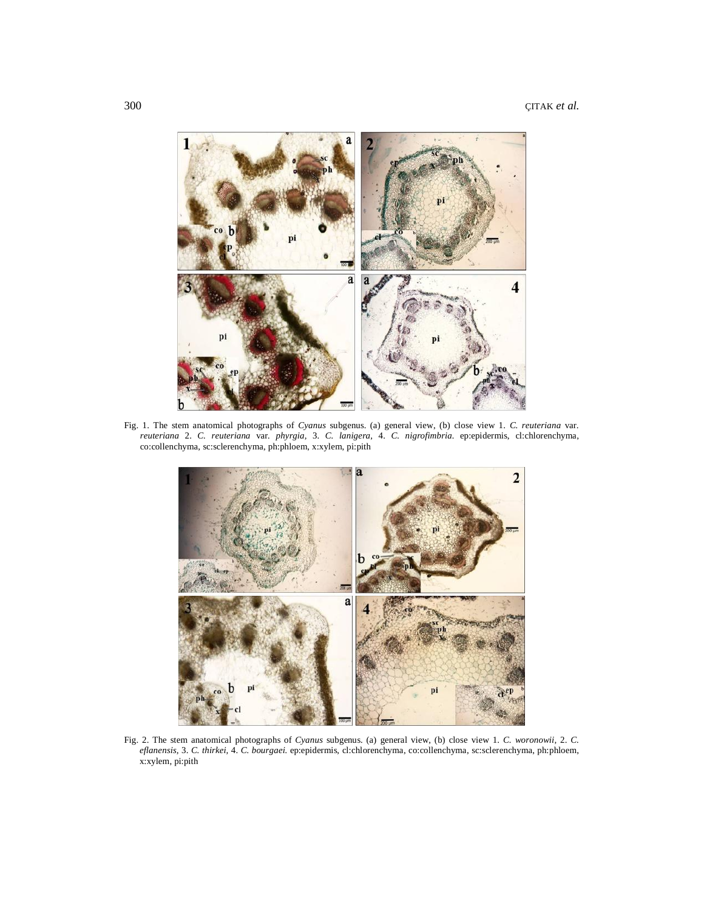Fig. 1. The stem anatomical photographs of *Cyanus* subgenus. (a) general view, (b) close view 1. *C. reuteriana* var. *reuteriana* 2. *C. reuteriana* var. *phyrgia,* 3. *C. lanigera,* 4. *C. nigrofimbria.* ep:epidermis, cl:chlorenchyma, co:collenchyma, sc:sclerenchyma, ph:phloem, x:xylem, pi:pith

Fig. 2. The stem anatomical photographs of *Cyanus* subgenus. (a) general view, (b) close view 1. *C. woronowii,* 2. *C. eflanensis,* 3. *C. thirkei,* 4. *C. bourgaei.* ep:epidermis, cl:chlorenchyma, co:collenchyma, sc:sclerenchyma, ph:phloem, x:xylem, pi:pith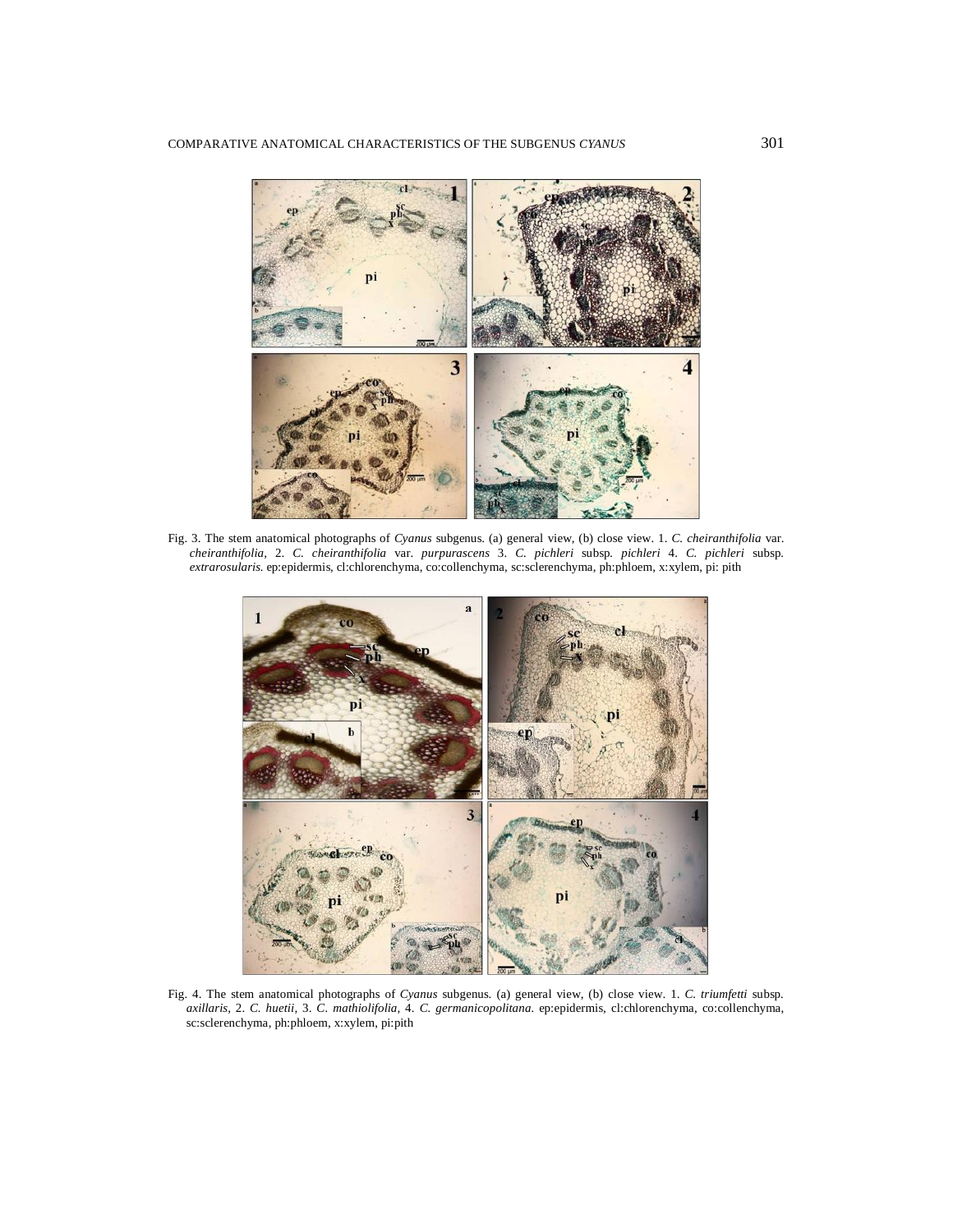Fig. 3. The stem anatomical photographs of *Cyanus* subgenus. (a) general view, (b) close view. 1. *C. cheiranthifolia* var. *cheiranthifolia*, 2. *C. cheiranthifolia* var. *purpurascens* 3. *C. pichleri* subsp. *pichleri* 4. *C. pichleri* subsp. *extrarosularis*. ep:epidermis, cl:chlorenchyma, co:collenchyma, sc:sclerenchyma, ph:phloem, x:xylem, pi: pith

Fig. 4. The stem anatomical photographs of *Cyanus* subgenus. (a) general view, (b) close view. 1. *C. triumfetti* subsp. *axillaris*, 2. *C. huetii*, 3. *C. mathiolifolia*, 4. *C. germanicopolitana*. ep:epidermis, cl:chlorenchyma, co:collenchyma, sc:sclerenchyma, ph:phloem, x:xylem, pi:pith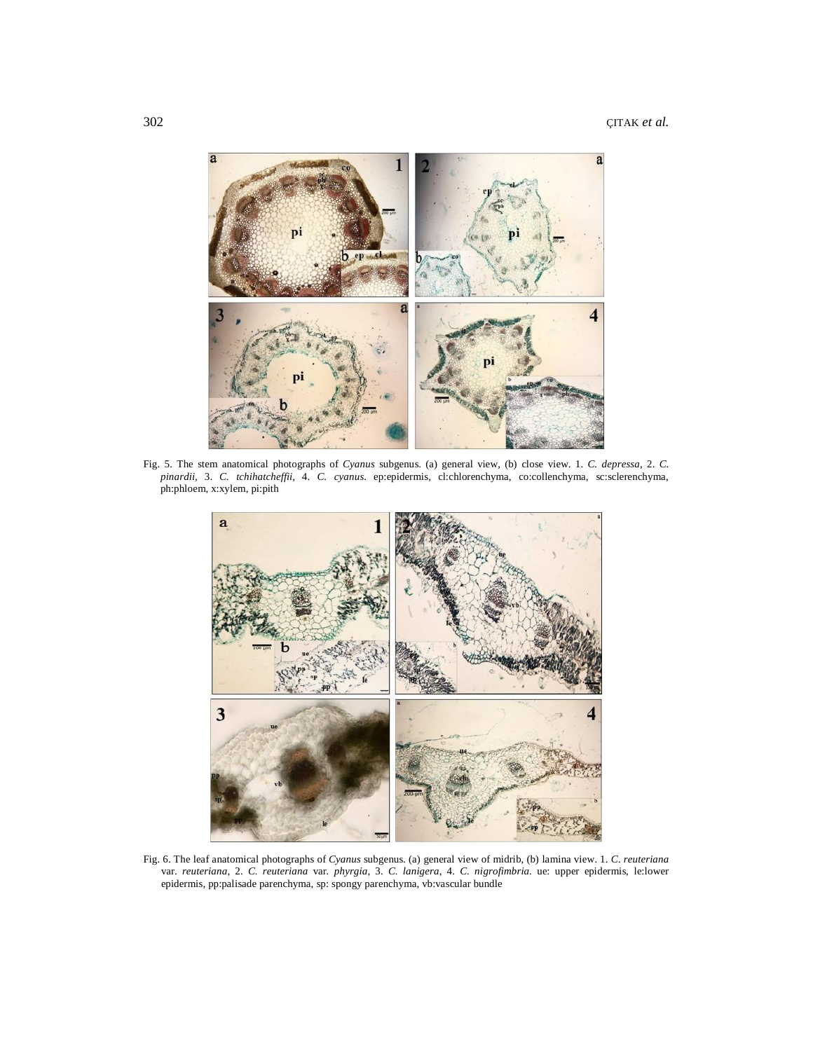Fig. 5. The stem anatomical photographs of *Cyanus* subgenus. (a) general view, (b) close view. 1. *C. depressa*, 2. *C. pinardii*, 3. *C. tchihatcheffii*, 4. *C. cyanus*. ep:epidermis, cl:chlorenchyma, co:collenchyma, sc:sclerenchyma, ph:phloem, x:xylem, pi:pith

Fig. 6. The leaf anatomical photographs of *Cyanus* subgenus. (a) general view of midrib, (b) lamina view. 1. *C. reuteriana* var. *reuteriana*, 2. *C. reuteriana* var. *phyrgia*, 3. *C. lanigera*, 4. *C. nigrofimbria*. ue: upper epidermis, le:lower epidermis, pp:palisade parenchyma, sp: spongy parenchyma, vb:vascular bundle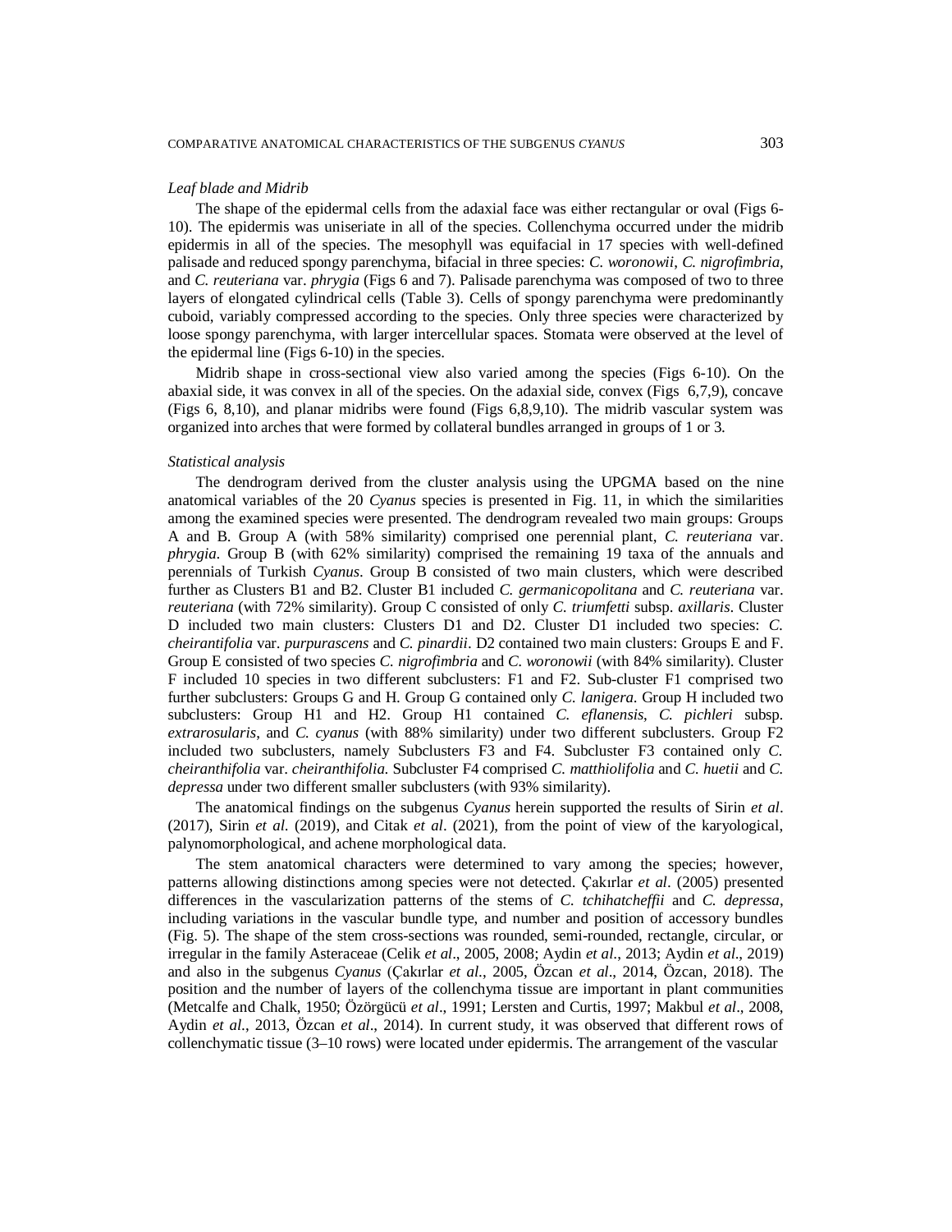### *Leaf blade and Midrib*

The shape of the epidermal cells from the adaxial face was either rectangular or oval (Figs 6-10). The epidermis was uniseriate in all of the species. Collenchyma occurred under the midrib epidermis in all of the species. The mesophyll was equifacial in 17 species with well-defined palisade and reduced spongy parenchyma, bifacial in three species: *C. woronowii*, *C. nigrofimbria*, and *C. reuteriana* var. *phrygia* (Figs 6 and 7). Palisade parenchyma was composed of two to three layers of elongated cylindrical cells (Table 3). Cells of spongy parenchyma were predominantly cuboid, variably compressed according to the species. Only three species were characterized by loose spongy parenchyma, with larger intercellular spaces. Stomata were observed at the level of the epidermal line (Figs 6-10) in the species.

Midrib shape in cross-sectional view also varied among the species (Figs 6-10). On the abaxial side, it was convex in all of the species. On the adaxial side, convex (Figs 6,7,9), concave (Figs 6, 8,10), and planar midribs were found (Figs 6,8,9,10). The midrib vascular system was organized into arches that were formed by collateral bundles arranged in groups of 1 or 3.

### *Statistical analysis*

The dendrogram derived from the cluster analysis using the UPGMA based on the nine anatomical variables of the 20 *Cyanus* species is presented in Fig. 11, in which the similarities among the examined species were presented. The dendrogram revealed two main groups: Groups A and B. Group A (with 58% similarity) comprised one perennial plant, *C. reuteriana* var. *phrygia*. Group B (with 62% similarity) comprised the remaining 19 taxa of the annuals and perennials of Turkish *Cyanus*. Group B consisted of two main clusters, which were described further as Clusters B1 and B2. Cluster B1 included *C. germanicopolitana* and *C. reuteriana* var. *reuteriana* (with 72% similarity). Group C consisted of only *C. triumfetti* subsp. *axillaris*. Cluster D included two main clusters: Clusters D1 and D2. Cluster D1 included two species: *C. cheirantifolia* var. *purpurascens* and *C. pinardii*. D2 contained two main clusters: Groups E and F. Group E consisted of two species *C. nigrofimbria* and *C. woronowii* (with 84% similarity). Cluster F included 10 species in two different subclusters: F1 and F2. Sub-cluster F1 comprised two further subclusters: Groups G and H. Group G contained only *C. lanigera*. Group H included two subclusters: Group H1 and H2. Group H1 contained *C. eflanensis*, *C. pichleri* subsp. *extrarosularis*, and *C. cyanus* (with 88% similarity) under two different subclusters. Group F2 included two subclusters, namely Subclusters F3 and F4. Subcluster F3 contained only *C. cheiranthifolia* var. *cheiranthifolia.* Subcluster F4 comprised *C. matthiolifolia* and *C. huetii* and *C. depressa* under two different smaller subclusters (with 93% similarity).

The anatomical findings on the subgenus *Cyanus* herein supported the results of Sirin *et al*. (2017), Sirin *et al*. (2019), and Citak *et al*. (2021), from the point of view of the karyological, palynomorphological, and achene morphological data.

The stem anatomical characters were determined to vary among the species; however, patterns allowing distinctions among species were not detected. Çakırlar *et al*. (2005) presented differences in the vascularization patterns of the stems of *C. tchihatcheffii* and *C. depressa*, including variations in the vascular bundle type, and number and position of accessory bundles (Fig. 5). The shape of the stem cross-sections was rounded, semi-rounded, rectangle, circular, or irregular in the family Asteraceae (Celik *et al*., 2005, 2008; Aydin *et al*., 2013; Aydin *et al*., 2019) and also in the subgenus *Cyanus* (Çakırlar *et al*., 2005, Özcan *et al*., 2014, Özcan, 2018). The position and the number of layers of the collenchyma tissue are important in plant communities (Metcalfe and Chalk, 1950; Özörgücü *et al*., 1991; Lersten and Curtis, 1997; Makbul *et al*., 2008, Aydin *et al*., 2013, Özcan *et al*., 2014). In current study, it was observed that different rows of collenchymatic tissue (3–10 rows) were located under epidermis. The arrangement of the vascular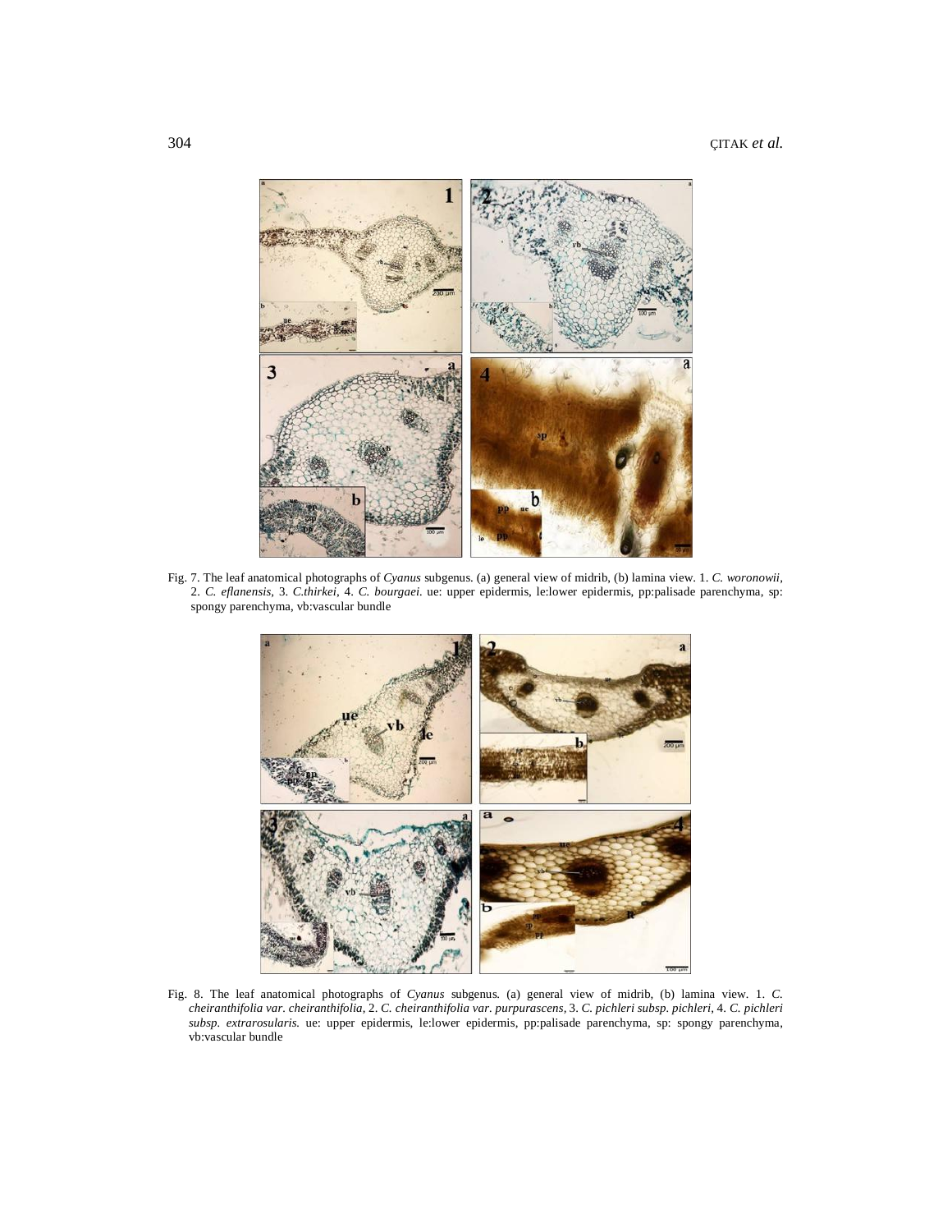Fig. 7. The leaf anatomical photographs of *Cyanus* subgenus. (a) general view of midrib, (b) lamina view. 1. *C. woronowii*, 2. *C. eflanensis*, 3. *C.thirkei*, 4. *C. bourgaei*. ue: upper epidermis, le:lower epidermis, pp:palisade parenchyma, sp: spongy parenchyma, vb:vascular bundle

Fig. 8. The leaf anatomical photographs of *Cyanus* subgenus. (a) general view of midrib, (b) lamina view. 1. *C. cheiranthifolia var. cheiranthifolia*, 2. *C. cheiranthifolia var. purpurascens*, 3. *C. pichleri subsp. pichleri*, 4. *C. pichleri subsp. extrarosularis*. ue: upper epidermis, le:lower epidermis, pp:palisade parenchyma, sp: spongy parenchyma, vb:vascular bundle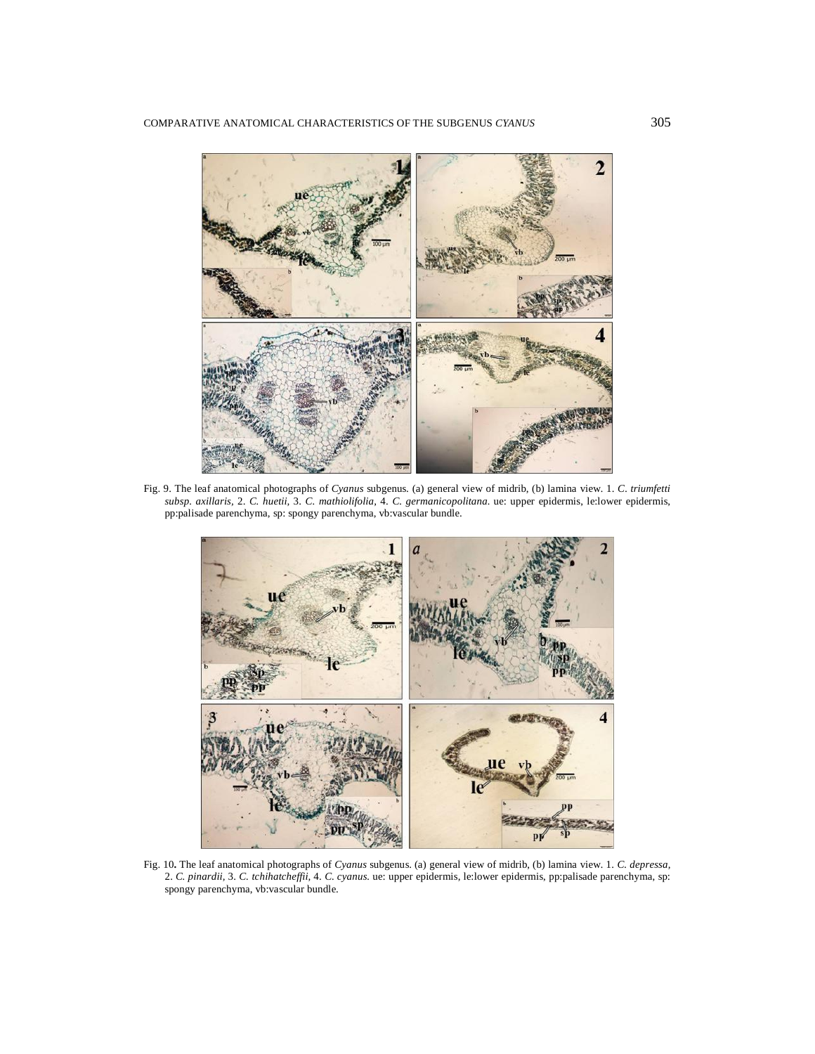Fig. 9. The leaf anatomical photographs of *Cyanus* subgenus. (a) general view of midrib, (b) lamina view. 1. *C. triumfetti subsp. axillaris*, 2. *C. huetii*, 3. *C. mathiolifolia*, 4. *C. germanicopolitana*. ue: upper epidermis, le:lower epidermis, pp:palisade parenchyma, sp: spongy parenchyma, vb:vascular bundle.

Fig. 10**.** The leaf anatomical photographs of *Cyanus* subgenus. (a) general view of midrib, (b) lamina view. 1. *C. depressa*, 2. *C. pinardii*, 3. *C. tchihatcheffii*, 4. *C. cyanus*. ue: upper epidermis, le:lower epidermis, pp:palisade parenchyma, sp: spongy parenchyma, vb:vascular bundle.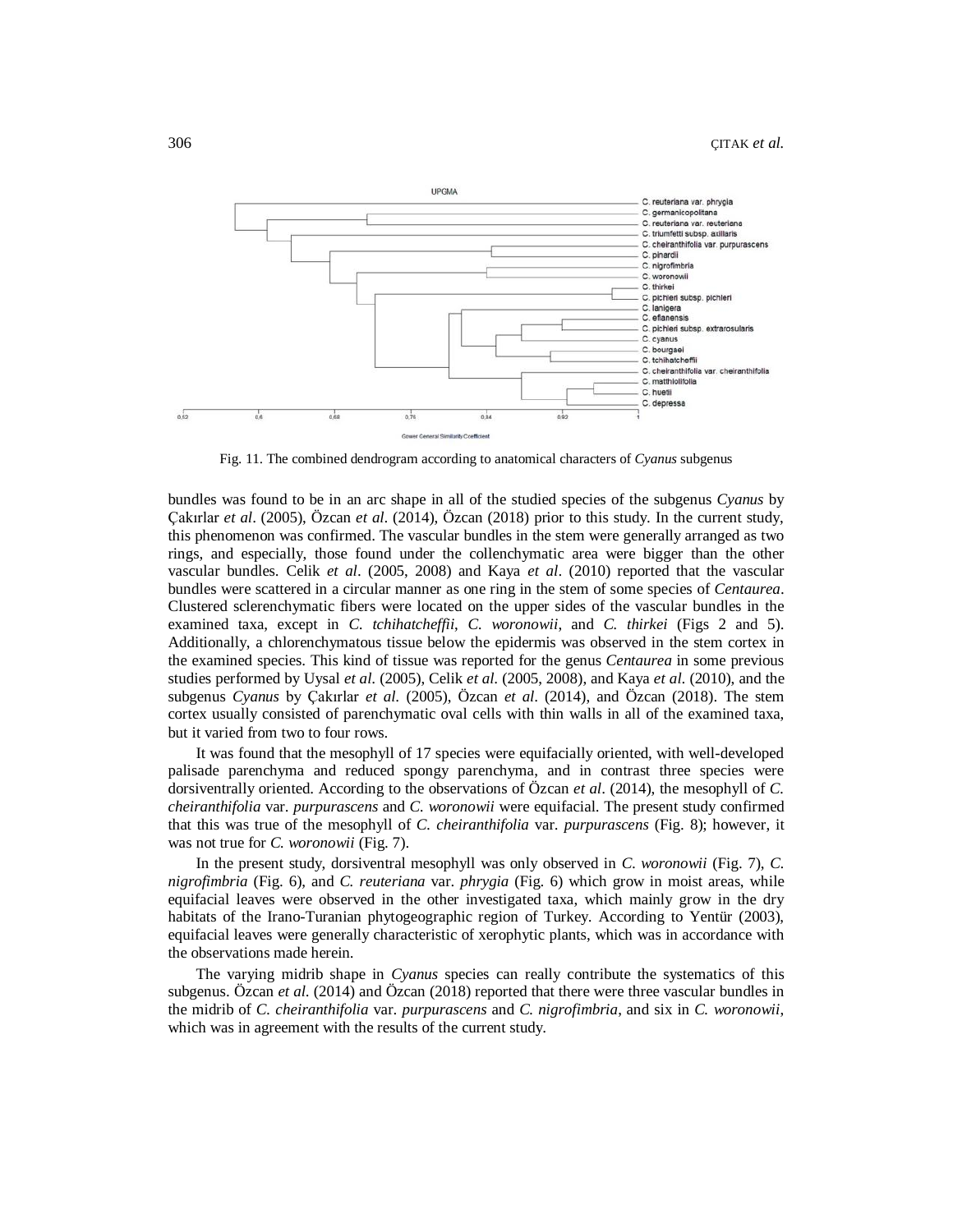Fig. 11. The combined dendrogram according to anatomical characters of *Cyanus* subgenus

bundles was found to be in an arc shape in all of the studied species of the subgenus *Cyanus* by Çakırlar *et al*. (2005), Özcan *et al*. (2014), Özcan (2018) prior to this study. In the current study, this phenomenon was confirmed. The vascular bundles in the stem were generally arranged as two rings, and especially, those found under the collenchymatic area were bigger than the other vascular bundles. Celik *et al*. (2005, 2008) and Kaya *et al*. (2010) reported that the vascular bundles were scattered in a circular manner as one ring in the stem of some species of *Centaurea*. Clustered sclerenchymatic fibers were located on the upper sides of the vascular bundles in the examined taxa, except in *C. tchihatcheffii*, *C. woronowii*, and *C. thirkei* (Figs 2 and 5). Additionally, a chlorenchymatous tissue below the epidermis was observed in the stem cortex in the examined species. This kind of tissue was reported for the genus *Centaurea* in some previous studies performed by Uysal *et al.* (2005), Celik *et al.* (2005, 2008), and Kaya *et al.* (2010), and the subgenus *Cyanus* by Çakırlar *et al*. (2005), Özcan *et al*. (2014), and Özcan (2018). The stem cortex usually consisted of parenchymatic oval cells with thin walls in all of the examined taxa, but it varied from two to four rows.

It was found that the mesophyll of 17 species were equifacially oriented, with well-developed palisade parenchyma and reduced spongy parenchyma, and in contrast three species were dorsiventrally oriented. According to the observations of Özcan *et al*. (2014), the mesophyll of *C. cheiranthifolia* var. *purpurascens* and *C. woronowii* were equifacial. The present study confirmed that this was true of the mesophyll of *C. cheiranthifolia* var. *purpurascens* (Fig. 8); however, it was not true for *C. woronowii* (Fig. 7).

In the present study, dorsiventral mesophyll was only observed in *C. woronowii* (Fig. 7), *C. nigrofimbria* (Fig. 6), and *C. reuteriana* var. *phrygia* (Fig. 6) which grow in moist areas, while equifacial leaves were observed in the other investigated taxa, which mainly grow in the dry habitats of the Irano-Turanian phytogeographic region of Turkey. According to Yentür (2003), equifacial leaves were generally characteristic of xerophytic plants, which was in accordance with the observations made herein.

The varying midrib shape in *Cyanus* species can really contribute the systematics of this subgenus. Özcan *et al.* (2014) and Özcan (2018) reported that there were three vascular bundles in the midrib of *C. cheiranthifolia* var. *purpurascens* and *C. nigrofimbria*, and six in *C. woronowii*, which was in agreement with the results of the current study.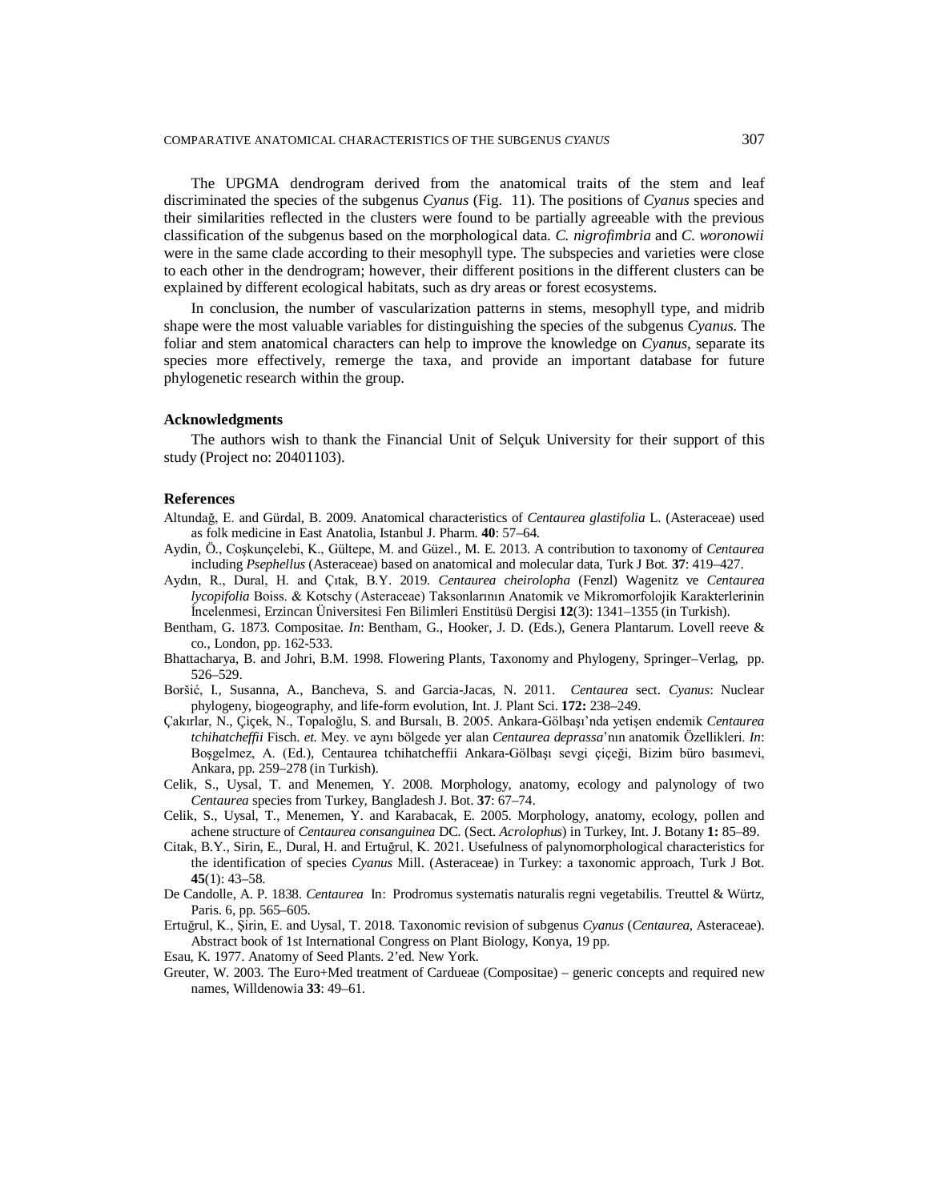The UPGMA dendrogram derived from the anatomical traits of the stem and leaf discriminated the species of the subgenus *Cyanus* (Fig. 11). The positions of *Cyanus* species and their similarities reflected in the clusters were found to be partially agreeable with the previous classification of the subgenus based on the morphological data. *C. nigrofimbria* and *C. woronowii* were in the same clade according to their mesophyll type. The subspecies and varieties were close to each other in the dendrogram; however, their different positions in the different clusters can be explained by different ecological habitats, such as dry areas or forest ecosystems.

In conclusion, the number of vascularization patterns in stems, mesophyll type, and midrib shape were the most valuable variables for distinguishing the species of the subgenus *Cyanus.* The foliar and stem anatomical characters can help to improve the knowledge on *Cyanus*, separate its species more effectively, remerge the taxa, and provide an important database for future phylogenetic research within the group.

### Acknowledgments

The authors wish to thank the Financial Unit of Selçuk University for their support of this study (Project no: 20401103).

### References

Altundağ, E. and Gürdal, B. 2009. Anatomical characteristics of *Centaurea glastifolia* L. (Asteraceae) used as folk medicine in East Anatolia, Istanbul J. Pharm. **40**: 57–64.

Aydin, Ö., Coşkunçelebi, K., Gültepe, M. and Güzel., M. E. 2013. A contribution to taxonomy of *Centaurea* including *Psephellus* (Asteraceae) based on anatomical and molecular data, Turk J Bot. **37**: 419–427.

Aydın, R., Dural, H. and Çıtak, B.Y. 2019. *Centaurea cheirolopha* (Fenzl) Wagenitz ve *Centaurea lycopifolia* Boiss. & Kotschy (Asteraceae) Taksonlarının Anatomik ve Mikromorfolojik Karakterlerinin İncelenmesi, Erzincan Üniversitesi Fen Bilimleri Enstitüsü Dergisi **12**(3): 1341–1355 (in Turkish).

Bentham, G. 1873. Compositae. *In*: Bentham, G., Hooker, J. D. (Eds.), Genera Plantarum. Lovell reeve & co., London, pp. 162-533.

Bhattacharya, B. and Johri, B.M. 1998. Flowering Plants, Taxonomy and Phylogeny, Springer–Verlag, pp. 526–529.

Boršić, I., Susanna, A., Bancheva, S. and Garcia-Jacas, N. 2011. *Centaurea* sect. *Cyanus*: Nuclear phylogeny, biogeography, and life-form evolution, Int. J. Plant Sci. **172:** 238–249.

Çakırlar, N., Çiçek, N., Topaloğlu, S. and Bursalı, B. 2005. Ankara-Gölbaşı'nda yetişen endemik *Centaurea tchihatcheffii* Fisch. *et.* Mey. ve aynı bölgede yer alan *Centaurea deprassa*'nın anatomik Özellikleri. *In*: Boşgelmez, A. (Ed.), Centaurea tchihatcheffii Ankara-Gölbaşı sevgi çiçeği, Bizim büro basımevi, Ankara, pp. 259–278 (in Turkish).

Celik, S., Uysal, T. and Menemen, Y. 2008. Morphology, anatomy, ecology and palynology of two *Centaurea* species from Turkey, Bangladesh J. Bot. **37**: 67–74.

Celik, S., Uysal, T., Menemen, Y. and Karabacak, E. 2005. Morphology, anatomy, ecology, pollen and achene structure of *Centaurea consanguinea* DC. (Sect. *Acrolophus*) in Turkey, Int. J. Botany **1:** 85–89.

Citak, B.Y., Sirin, E., Dural, H. and Ertuğrul, K. 2021. Usefulness of palynomorphological characteristics for the identification of species *Cyanus* Mill. (Asteraceae) in Turkey: a taxonomic approach, Turk J Bot. **45**(1): 43–58.

De Candolle, A. P. 1838. *Centaurea* In: Prodromus systematis naturalis regni vegetabilis. Treuttel & Würtz, Paris. 6, pp. 565–605.

Ertuğrul, K., Şirin, E. and Uysal, T. 2018. Taxonomic revision of subgenus *Cyanus* (*Centaurea*, Asteraceae). Abstract book of 1st International Congress on Plant Biology, Konya, 19 pp.

Esau, K. 1977. Anatomy of Seed Plants. 2'ed. New York.

Greuter, W. 2003. The Euro+Med treatment of Cardueae (Compositae) – generic concepts and required new names, Willdenowia **33**: 49–61.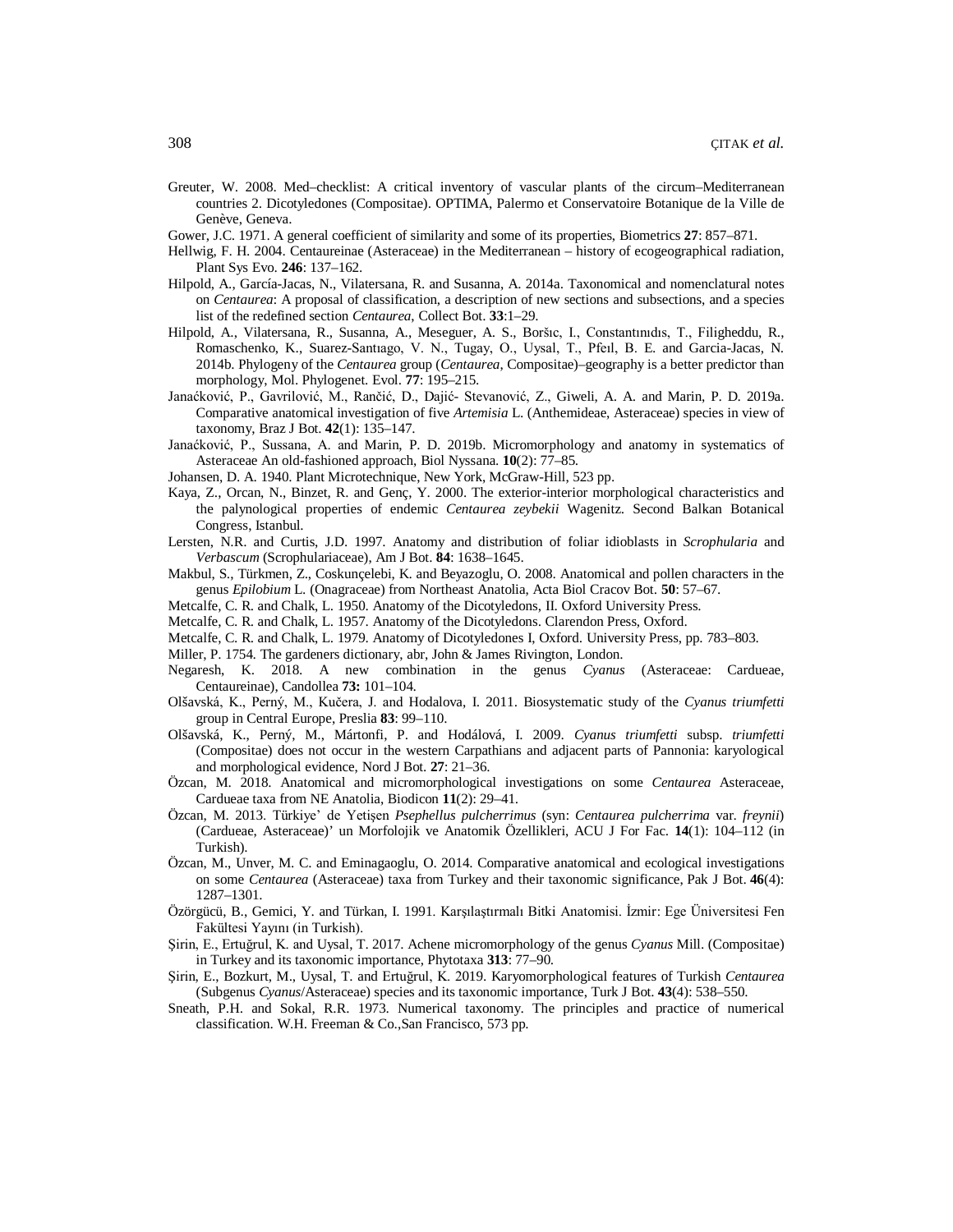Greuter, W. 2008. Med–checklist: A critical inventory of vascular plants of the circum–Mediterranean countries 2. Dicotyledones (Compositae). OPTIMA, Palermo et Conservatoire Botanique de la Ville de Genève, Geneva.

Gower, J.C. 1971. A general coefficient of similarity and some of its properties, Biometrics **27**: 857–871.

Hellwig, F. H. 2004. Centaureinae (Asteraceae) in the Mediterranean – history of ecogeographical radiation, Plant Sys Evo. **246**: 137–162.

Hilpold, A., García-Jacas, N., Vilatersana, R. and Susanna, A. 2014a. Taxonomical and nomenclatural notes on *Centaurea*: A proposal of classification, a description of new sections and subsections, and a species list of the redefined section *Centaurea*, Collect Bot. **33**:1–29.

Hilpold, A., Vilatersana, R., Susanna, A., Meseguer, A. S., Boršıc, I., Constantınıdıs, T., Filigheddu, R., Romaschenko, K., Suarez-Santıago, V. N., Tugay, O., Uysal, T., Pfeıl, B. E. and Garcia-Jacas, N. 2014b. Phylogeny of the *Centaurea* group (*Centaurea*, Compositae)–geography is a better predictor than morphology, Mol. Phylogenet. Evol. **77**: 195–215.

Janaćković, P., Gavrilović, M., Rančić, D., Dajić- Stevanović, Z., Giweli, A. A. and Marin, P. D. 2019a. Comparative anatomical investigation of five *Artemisia* L. (Anthemideae, Asteraceae) species in view of taxonomy, Braz J Bot. **42**(1): 135–147.

Janaćković, P., Sussana, A. and Marin, P. D. 2019b. Micromorphology and anatomy in systematics of Asteraceae An old-fashioned approach, Biol Nyssana. **10**(2): 77–85.

Johansen, D. A. 1940. Plant Microtechnique, New York, McGraw-Hill, 523 pp.

Kaya, Z., Orcan, N., Binzet, R. and Genç, Y. 2000. The exterior-interior morphological characteristics and the palynological properties of endemic *Centaurea zeybekii* Wagenitz. Second Balkan Botanical Congress, Istanbul.

Lersten, N.R. and Curtis, J.D. 1997. Anatomy and distribution of foliar idioblasts in *Scrophularia* and *Verbascum* (Scrophulariaceae), Am J Bot. **84**: 1638–1645.

Makbul, S., Türkmen, Z., Coskunçelebi, K. and Beyazoglu, O. 2008. Anatomical and pollen characters in the genus *Epilobium* L. (Onagraceae) from Northeast Anatolia, Acta Biol Cracov Bot. **50**: 57–67.

Metcalfe, C. R. and Chalk, L. 1950. Anatomy of the Dicotyledons, II. Oxford University Press.

Metcalfe, C. R. and Chalk, L. 1957. Anatomy of the Dicotyledons. Clarendon Press, Oxford.

Metcalfe, C. R. and Chalk, L. 1979. Anatomy of Dicotyledones I, Oxford. University Press, pp. 783–803.

Miller, P. 1754. The gardeners dictionary, abr, John & James Rivington, London.

Negaresh, K. 2018. A new combination in the genus *Cyanus* (Asteraceae: Cardueae, Centaureinae), Candollea **73:** 101–104.

Olšavská, K., Perný, M., Kučera, J. and Hodalova, I. 2011. Biosystematic study of the *Cyanus triumfetti* group in Central Europe, Preslia **83**: 99–110.

Olšavská, K., Perný, M., Mártonfi, P. and Hodálová, I. 2009. *Cyanus triumfetti* subsp. *triumfetti* (Compositae) does not occur in the western Carpathians and adjacent parts of Pannonia: karyological and morphological evidence, Nord J Bot. **27**: 21–36.

Özcan, M. 2018. Anatomical and micromorphological investigations on some *Centaurea* Asteraceae, Cardueae taxa from NE Anatolia, Biodicon **11**(2): 29–41.

Özcan, M. 2013. Türkiye' de Yetişen *Psephellus pulcherrimus* (syn: *Centaurea pulcherrima* var. *freynii*) (Cardueae, Asteraceae)' un Morfolojik ve Anatomik Özellikleri, ACU J For Fac. **14**(1): 104–112 (in Turkish).

Özcan, M., Unver, M. C. and Eminagaoglu, O. 2014. Comparative anatomical and ecological investigations on some *Centaurea* (Asteraceae) taxa from Turkey and their taxonomic significance, Pak J Bot. **46**(4): 1287–1301.

Özörgücü, B., Gemici, Y. and Türkan, I. 1991. Karşılaştırmalı Bitki Anatomisi. İzmir: Ege Üniversitesi Fen Fakültesi Yayını (in Turkish).

Şirin, E., Ertuğrul, K. and Uysal, T. 2017. Achene micromorphology of the genus *Cyanus* Mill. (Compositae) in Turkey and its taxonomic importance, Phytotaxa **313**: 77–90.

Şirin, E., Bozkurt, M., Uysal, T. and Ertuğrul, K. 2019. Karyomorphological features of Turkish *Centaurea* (Subgenus *Cyanus*/Asteraceae) species and its taxonomic importance, Turk J Bot. **43**(4): 538–550.

Sneath, P.H. and Sokal, R.R. 1973. Numerical taxonomy. The principles and practice of numerical classification. W.H. Freeman & Co.,San Francisco, 573 pp.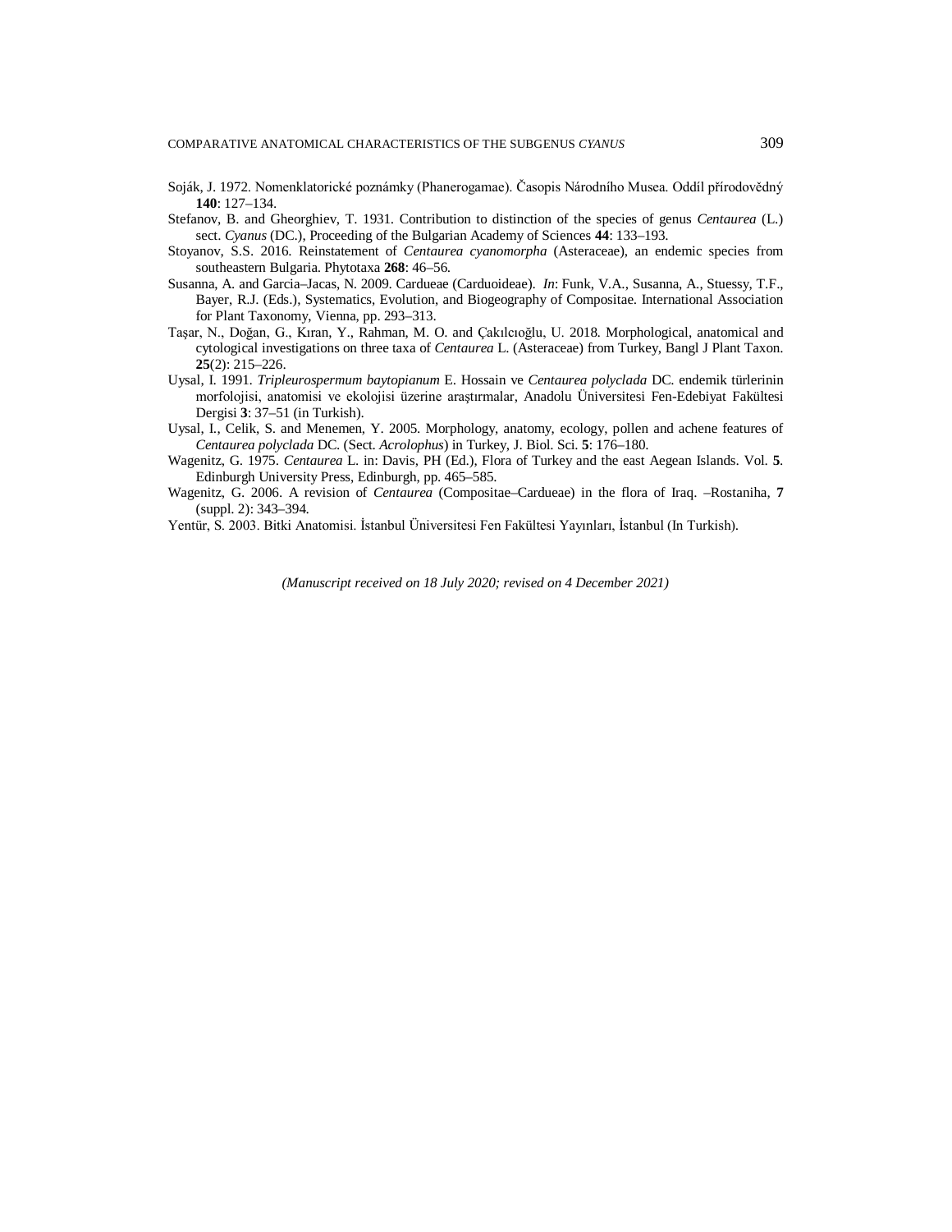Soják, J. 1972. Nomenklatorické poznámky (Phanerogamae). Časopis Národního Musea. Oddíl přírodovědný **140**: 127–134.

Stefanov, B. and Gheorghiev, T. 1931. Contribution to distinction of the species of genus *Centaurea* (L.) sect. *Cyanus* (DC.), Proceeding of the Bulgarian Academy of Sciences **44**: 133–193.

Stoyanov, S.S. 2016. Reinstatement of *Centaurea cyanomorpha* (Asteraceae), an endemic species from southeastern Bulgaria. Phytotaxa **268**: 46–56.

Susanna, A. and Garcia–Jacas, N. 2009. Cardueae (Carduoideae). *In*: Funk, V.A., Susanna, A., Stuessy, T.F., Bayer, R.J. (Eds.), Systematics, Evolution, and Biogeography of Compositae. International Association for Plant Taxonomy, Vienna, pp. 293–313.

Taşar, N., Doğan, G., Kıran, Y., Rahman, M. O. and Çakılcıoğlu, U. 2018. Morphological, anatomical and cytological investigations on three taxa of *Centaurea* L. (Asteraceae) from Turkey, Bangl J Plant Taxon. **25**(2): 215–226.

Uysal, I. 1991. *Tripleurospermum baytopianum* E. Hossain ve *Centaurea polyclada* DC. endemik türlerinin morfolojisi, anatomisi ve ekolojisi üzerine araştırmalar, Anadolu Üniversitesi Fen-Edebiyat Fakültesi Dergisi **3**: 37–51 (in Turkish).

Uysal, I., Celik, S. and Menemen, Y. 2005. Morphology, anatomy, ecology, pollen and achene features of *Centaurea polyclada* DC. (Sect. *Acrolophus*) in Turkey, J. Biol. Sci. **5**: 176–180.

Wagenitz, G. 1975. *Centaurea* L. in: Davis, PH (Ed.), Flora of Turkey and the east Aegean Islands. Vol. **5**. Edinburgh University Press, Edinburgh, pp. 465–585.

Wagenitz, G. 2006. A revision of *Centaurea* (Compositae–Cardueae) in the flora of Iraq. –Rostaniha, **7** (suppl. 2): 343–394.

Yentür, S. 2003. Bitki Anatomisi. İstanbul Üniversitesi Fen Fakültesi Yayınları, İstanbul (In Turkish).

*(Manuscript received on 18 July 2020; revised on 4 December 2021)*